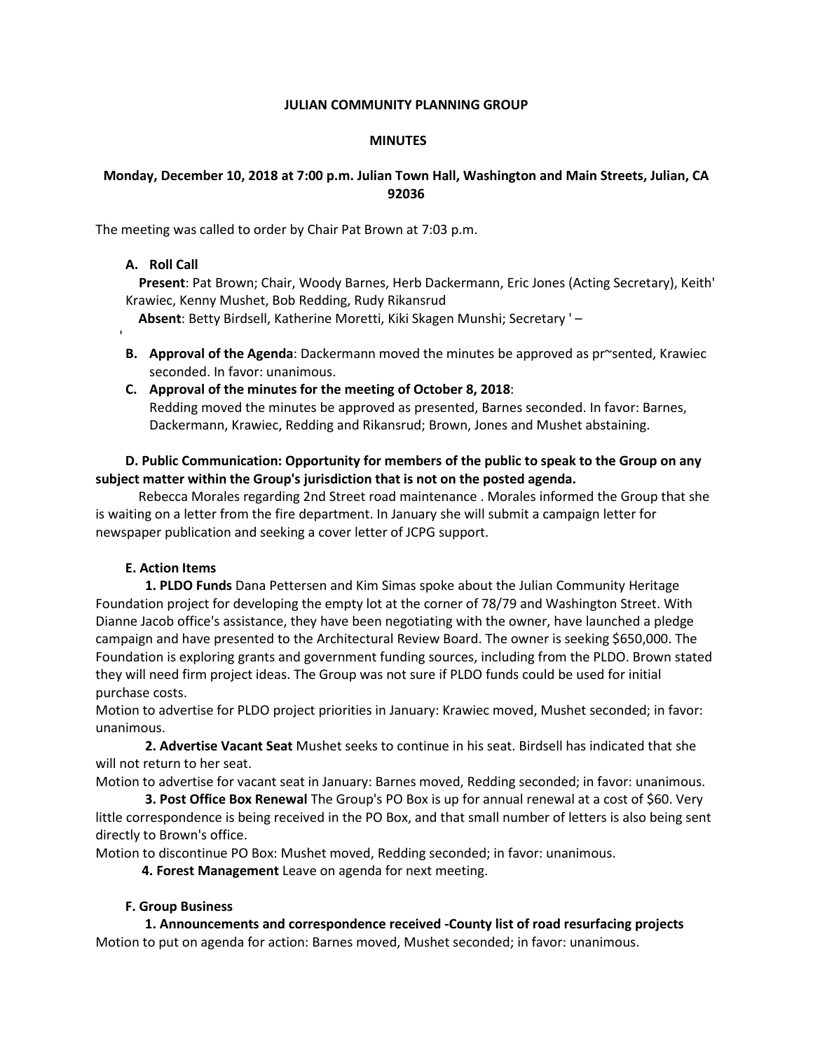**JULIAN COMMUNITY PLANNING GROUP**

**MINUTES**

**Monday, December 10, 2018 at 7:00 p.m. Julian Town Hall, Washington and Main Streets, Julian, CA 92036**

The meeting was called to order by Chair Pat Brown at 7:03 p.m.

**A. Roll Call**

**Present**: Pat Brown; Chair, Woody Barnes, Herb Dackermann, Eric Jones (Acting Secretary), Keith' Krawiec, Kenny Mushet, Bob Redding, Rudy Rikansrud

**Absent**: Betty Birdsell, Katherine Moretti, Kiki Skagen Munshi; Secretary ' –

'

**B. Approval of the Agenda**: Dackermann moved the minutes be approved as pr~sented, Krawiec seconded. In favor: unanimous.

**C. Approval of the minutes for the meeting of October 8, 2018**:
Redding moved the minutes be approved as presented, Barnes seconded. In favor: Barnes, Dackermann, Krawiec, Redding and Rikansrud; Brown, Jones and Mushet abstaining.

**D. Public Communication: Opportunity for members of the public to speak to the Group on any subject matter within the Group's jurisdiction that is not on the posted agenda.**

Rebecca Morales regarding 2nd Street road maintenance . Morales informed the Group that she is waiting on a letter from the fire department. In January she will submit a campaign letter for newspaper publication and seeking a cover letter of JCPG support.

**E. Action Items**

**1. PLDO Funds** Dana Pettersen and Kim Simas spoke about the Julian Community Heritage Foundation project for developing the empty lot at the corner of 78/79 and Washington Street. With Dianne Jacob office's assistance, they have been negotiating with the owner, have launched a pledge campaign and have presented to the Architectural Review Board. The owner is seeking $650,000. The Foundation is exploring grants and government funding sources, including from the PLDO. Brown stated they will need firm project ideas. The Group was not sure if PLDO funds could be used for initial purchase costs.

Motion to advertise for PLDO project priorities in January: Krawiec moved, Mushet seconded; in favor: unanimous.

**2. Advertise Vacant Seat** Mushet seeks to continue in his seat. Birdsell has indicated that she will not return to her seat.

Motion to advertise for vacant seat in January: Barnes moved, Redding seconded; in favor: unanimous.

**3. Post Office Box Renewal** The Group's PO Box is up for annual renewal at a cost of $60. Very little correspondence is being received in the PO Box, and that small number of letters is also being sent directly to Brown's office.

Motion to discontinue PO Box: Mushet moved, Redding seconded; in favor: unanimous.

**4. Forest Management** Leave on agenda for next meeting.

**F. Group Business**

**1. Announcements and correspondence received -County list of road resurfacing projects**
Motion to put on agenda for action: Barnes moved, Mushet seconded; in favor: unanimous.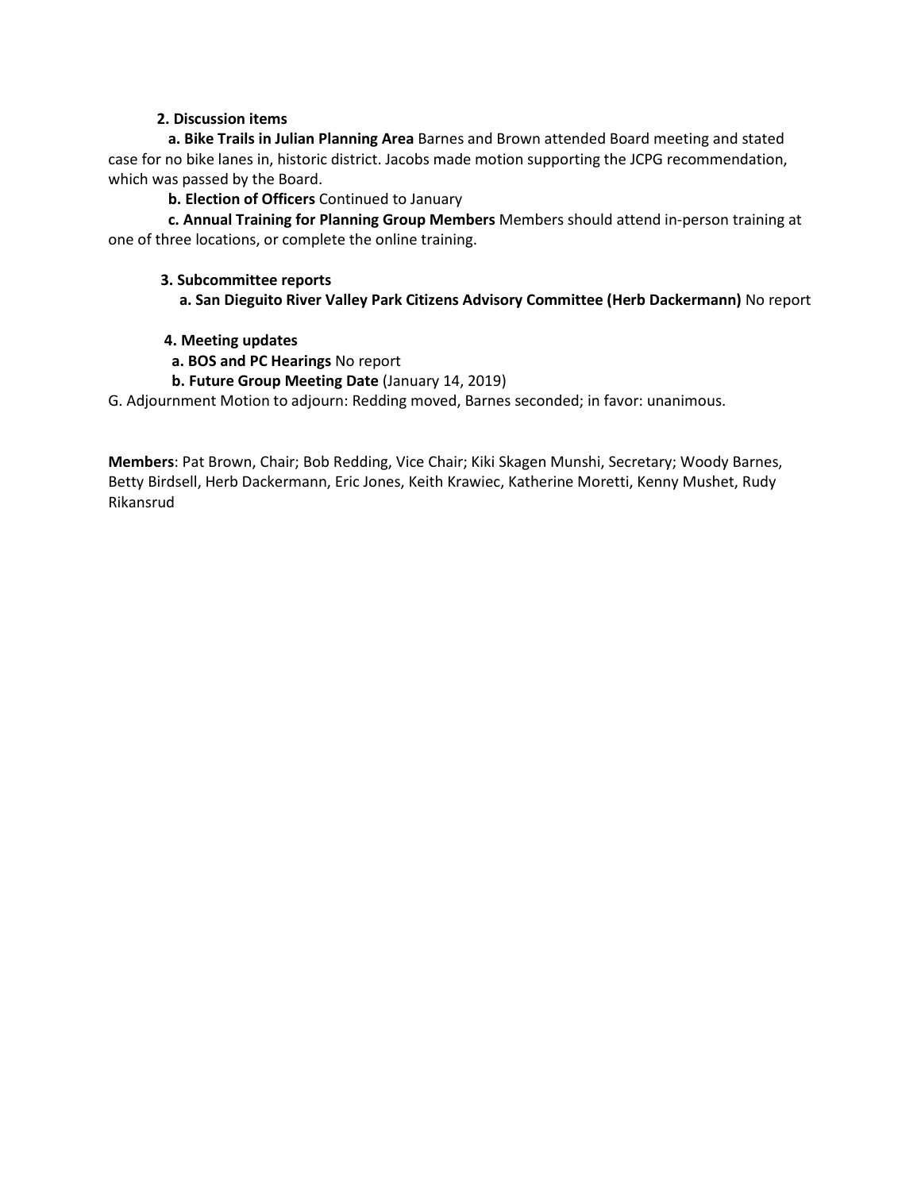**2. Discussion items**

**a. Bike Trails in Julian Planning Area** Barnes and Brown attended Board meeting and stated case for no bike lanes in, historic district. Jacobs made motion supporting the JCPG recommendation, which was passed by the Board.

**b. Election of Officers** Continued to January

**c. Annual Training for Planning Group Members** Members should attend in-person training at one of three locations, or complete the online training.

**3. Subcommittee reports**

**a. San Dieguito River Valley Park Citizens Advisory Committee (Herb Dackermann)** No report

**4. Meeting updates**

**a. BOS and PC Hearings** No report

**b. Future Group Meeting Date** (January 14, 2019)

G. Adjournment Motion to adjourn: Redding moved, Barnes seconded; in favor: unanimous.

**Members**: Pat Brown, Chair; Bob Redding, Vice Chair; Kiki Skagen Munshi, Secretary; Woody Barnes, Betty Birdsell, Herb Dackermann, Eric Jones, Keith Krawiec, Katherine Moretti, Kenny Mushet, Rudy Rikansrud